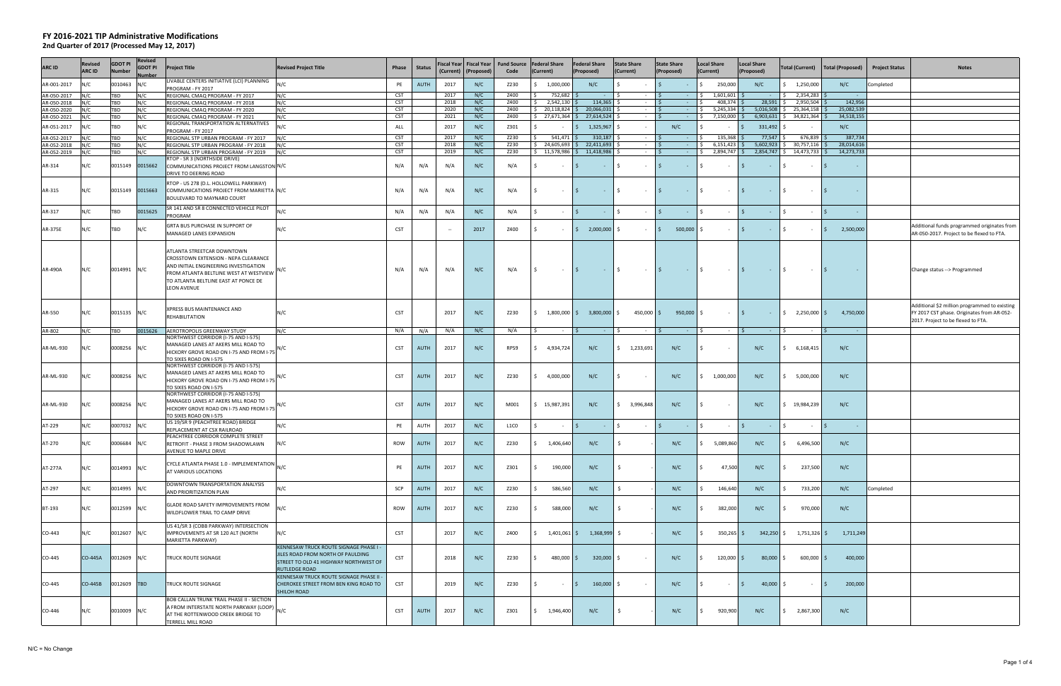# FY 2016-2021 TIP Administrative Modifications

## 2nd Quarter of 2017 (Processed May 12, 2017)

| ARC ID | Revised ARC ID | GDOT PI Number | Revised GDOT PI Number | Project Title | Revised Project Title | Phase | Status | Fiscal Year (Current) | Fiscal Year (Proposed) | Fund Source Code | Federal Share (Current) | Federal Share (Proposed) | State Share (Current) | State Share (Proposed) | Local Share (Current) | Local Share (Proposed) | Total (Current) | Total (Proposed) | Project Status | Notes |
|---|---|---|---|---|---|---|---|---|---|---|---|---|---|---|---|---|---|---|---|---|
| AR-001-2017 | N/C | 0010463 | N/C | LIVABLE CENTERS INITIATIVE (LCI) PLANNING PROGRAM - FY 2017 | N/C | PE | AUTH | 2017 | N/C | Z230 | $ 1,000,000 | N/C | $ - | $ - | $ 250,000 | N/C | $ 1,250,000 | N/C | Completed | |
| AR-050-2017 | N/C | TBD | N/C | REGIONAL CMAQ PROGRAM - FY 2017 | N/C | CST | | 2017 | N/C | Z400 | $ 752,682 | $ - | $ - | $ - | $ 1,601,601 | $ - | $ 2,354,283 | $ - | | |
| AR-050-2018 | N/C | TBD | N/C | REGIONAL CMAQ PROGRAM - FY 2018 | N/C | CST | | 2018 | N/C | Z400 | $ 2,542,130 | $ 114,365 | $ - | $ - | $ 408,374 | $ 28,591 | $ 2,950,504 | $ 142,956 | | |
| AR-050-2020 | N/C | TBD | N/C | REGIONAL CMAQ PROGRAM - FY 2020 | N/C | CST | | 2020 | N/C | Z400 | $ 20,118,824 | $ 20,066,031 | $ - | $ - | $ 5,245,334 | $ 5,016,508 | $ 25,364,158 | $ 25,082,539 | | |
| AR-050-2021 | N/C | TBD | N/C | REGIONAL CMAQ PROGRAM - FY 2021 | N/C | CST | | 2021 | N/C | Z400 | $ 27,671,364 | $ 27,614,524 | $ - | $ - | $ 7,150,000 | $ 6,903,631 | $ 34,821,364 | $ 34,518,155 | | |
| AR-051-2017 | N/C | TBD | N/C | REGIONAL TRANSPORTATION ALTERNATIVES PROGRAM - FY 2017 | N/C | ALL | | 2017 | N/C | Z301 | $ - | $ 1,325,967 | $ - | N/C | $ - | $ 331,492 | $ - | N/C | | |
| AR-052-2017 | N/C | TBD | N/C | REGIONAL STP URBAN PROGRAM - FY 2017 | N/C | CST | | 2017 | N/C | Z230 | $ 541,471 | $ 310,187 | $ - | $ - | $ 135,368 | $ 77,547 | $ 676,839 | $ 387,734 | | |
| AR-052-2018 | N/C | TBD | N/C | REGIONAL STP URBAN PROGRAM - FY 2018 | N/C | CST | | 2018 | N/C | Z230 | $ 24,605,693 | $ 22,411,693 | $ - | $ - | $ 6,151,423 | $ 5,602,923 | $ 30,757,116 | $ 28,014,616 | | |
| AR-052-2019 | N/C | TBD | N/C | REGIONAL STP URBAN PROGRAM - FY 2019 | N/C | CST | | 2019 | N/C | Z230 | $ 11,578,986 | $ 11,418,986 | $ - | $ - | $ 2,894,747 | $ 2,854,747 | $ 14,473,733 | $ 14,273,733 | | |
| AR-314 | N/C | 0015149 | 0015662 | RTOP - SR 3 (NORTHSIDE DRIVE) COMMUNICATIONS PROJECT FROM LANGSTON DRIVE TO DEERING ROAD | N/C | N/A | N/A | N/A | N/C | N/A | $ - | $ - | $ - | $ - | $ - | $ - | $ - | $ - | | |
| AR-315 | N/C | 0015149 | 0015663 | RTOP - US 278 (D.L. HOLLOWELL PARKWAY) COMMUNICATIONS PROJECT FROM MARIETTA BOULEVARD TO MAYNARD COURT | N/C | N/A | N/A | N/A | N/C | N/A | $ - | $ - | $ - | $ - | $ - | $ - | $ - | $ - | | |
| AR-317 | N/C | TBD | 0015625 | SR 141 AND SR 8 CONNECTED VEHICLE PILOT PROGRAM | N/C | N/A | N/A | N/A | N/C | N/A | $ - | $ - | $ - | $ - | $ - | $ - | $ - | $ - | | |
| AR-375E | N/C | TBD | N/C | GRTA BUS PURCHASE IN SUPPORT OF MANAGED LANES EXPANSION | N/C | CST | | -- | 2017 | Z400 | $ - | $ 2,000,000 | $ - | $ 500,000 | $ - | $ - | $ - | $ 2,500,000 | | Additional funds programmed originates from AR-050-2017. Project to be flexed to FTA. |
| AR-490A | N/C | 0014991 | N/C | ATLANTA STREETCAR DOWNTOWN CROSSTOWN EXTENSION - NEPA CLEARANCE AND INITIAL ENGINEERING INVESTIGATION FROM ATLANTA BELTLINE WEST AT WESTVIEW TO ATLANTA BELTLINE EAST AT PONCE DE LEON AVENUE | N/C | N/A | N/A | N/A | N/C | N/A | $ - | $ - | $ - | $ - | $ - | $ - | $ - | $ - | | Change status --> Programmed |
| AR-550 | N/C | 0015135 | N/C | XPRESS BUS MAINTENANCE AND REHABILITATION | N/C | CST | | 2017 | N/C | Z230 | $ 1,800,000 | $ 3,800,000 | $ 450,000 | $ 950,000 | $ - | $ - | $ 2,250,000 | $ 4,750,000 | | Additional $2 million programmed to existing FY 2017 CST phase. Originates from AR-052-2017. Project to be flexed to FTA. |
| AR-802 | N/C | TBD | 0015626 | AEROTROPOLIS GREENWAY STUDY | N/C | N/A | N/A | N/A | N/C | N/A | $ - | $ - | $ - | $ - | $ - | $ - | $ - | $ - | | |
| AR-ML-930 | N/C | 0008256 | N/C | NORTHWEST CORRIDOR (I-75 AND I-575) MANAGED LANES AT AKERS MILL ROAD TO HICKORY GROVE ROAD ON I-75 AND FROM I-75 TO SIXES ROAD ON I-575 | N/C | CST | AUTH | 2017 | N/C | RPS9 | $ 4,934,724 | N/C | $ 1,233,691 | N/C | $ - | N/C | $ 6,168,415 | N/C | | |
| AR-ML-930 | N/C | 0008256 | N/C | NORTHWEST CORRIDOR (I-75 AND I-575) MANAGED LANES AT AKERS MILL ROAD TO HICKORY GROVE ROAD ON I-75 AND FROM I-75 TO SIXES ROAD ON I-575 | N/C | CST | AUTH | 2017 | N/C | Z230 | $ 4,000,000 | N/C | $ - | N/C | $ 1,000,000 | N/C | $ 5,000,000 | N/C | | |
| AR-ML-930 | N/C | 0008256 | N/C | NORTHWEST CORRIDOR (I-75 AND I-575) MANAGED LANES AT AKERS MILL ROAD TO HICKORY GROVE ROAD ON I-75 AND FROM I-75 TO SIXES ROAD ON I-575 | N/C | CST | AUTH | 2017 | N/C | M001 | $ 15,987,391 | N/C | $ 3,996,848 | N/C | $ - | N/C | $ 19,984,239 | N/C | | |
| AT-229 | N/C | 0007032 | N/C | US 19/SR 9 (PEACHTREE ROAD) BRIDGE REPLACEMENT AT CSX RAILROAD | N/C | PE | AUTH | 2017 | N/C | L1C0 | $ - | $ - | $ - | $ - | $ - | $ - | $ - | $ - | | |
| AT-270 | N/C | 0006684 | N/C | PEACHTREE CORRIDOR COMPLETE STREET RETROFIT - PHASE 3 FROM SHADOWLAWN AVENUE TO MAPLE DRIVE | N/C | ROW | AUTH | 2017 | N/C | Z230 | $ 1,406,640 | N/C | $ - | N/C | $ 5,089,860 | N/C | $ 6,496,500 | N/C | | |
| AT-277A | N/C | 0014993 | N/C | CYCLE ATLANTA PHASE 1.0 - IMPLEMENTATION AT VARIOUS LOCATIONS | N/C | PE | AUTH | 2017 | N/C | Z301 | $ 190,000 | N/C | $ - | N/C | $ 47,500 | N/C | $ 237,500 | N/C | | |
| AT-297 | N/C | 0014995 | N/C | DOWNTOWN TRANSPORTATION ANALYSIS AND PRIORITIZATION PLAN | N/C | SCP | AUTH | 2017 | N/C | Z230 | $ 586,560 | N/C | $ - | N/C | $ 146,640 | N/C | $ 733,200 | N/C | Completed | |
| BT-193 | N/C | 0012599 | N/C | GLADE ROAD SAFETY IMPROVEMENTS FROM WILDFLOWER TRAIL TO CAMP DRIVE | N/C | ROW | AUTH | 2017 | N/C | Z230 | $ 588,000 | N/C | $ - | N/C | $ 382,000 | N/C | $ 970,000 | N/C | | |
| CO-443 | N/C | 0012607 | N/C | US 41/SR 3 (COBB PARKWAY) INTERSECTION IMPROVEMENTS AT SR 120 ALT (NORTH MARIETTA PARKWAY) | N/C | CST | | 2017 | N/C | Z400 | $ 1,401,061 | $ 1,368,999 | $ - | N/C | $ 350,265 | $ 342,250 | $ 1,751,326 | $ 1,711,249 | | |
| CO-445 | CO-445A | 0012609 | N/C | TRUCK ROUTE SIGNAGE | KENNESAW TRUCK ROUTE SIGNAGE PHASE I - JILES ROAD FROM NORTH OF PAULDING STREET TO OLD 41 HIGHWAY NORTHWEST OF RUTLEDGE ROAD | CST | | 2018 | N/C | Z230 | $ 480,000 | $ 320,000 | $ - | N/C | $ 120,000 | $ 80,000 | $ 600,000 | $ 400,000 | | |
| CO-445 | CO-445B | 0012609 | TBD | TRUCK ROUTE SIGNAGE | KENNESAW TRUCK ROUTE SIGNAGE PHASE II - CHEROKEE STREET FROM BEN KING ROAD TO SHILOH ROAD | CST | | 2019 | N/C | Z230 | $ - | $ 160,000 | $ - | N/C | $ - | $ 40,000 | $ - | $ 200,000 | | |
| CO-446 | N/C | 0010009 | N/C | BOB CALLAN TRUNK TRAIL PHASE II - SECTION A FROM INTERSTATE NORTH PARKWAY (LOOP) AT THE ROTTENWOOD CREEK BRIDGE TO TERRELL MILL ROAD | N/C | CST | AUTH | 2017 | N/C | Z301 | $ 1,946,400 | N/C | $ - | N/C | $ 920,900 | N/C | $ 2,867,300 | N/C | | |

N/C = No Change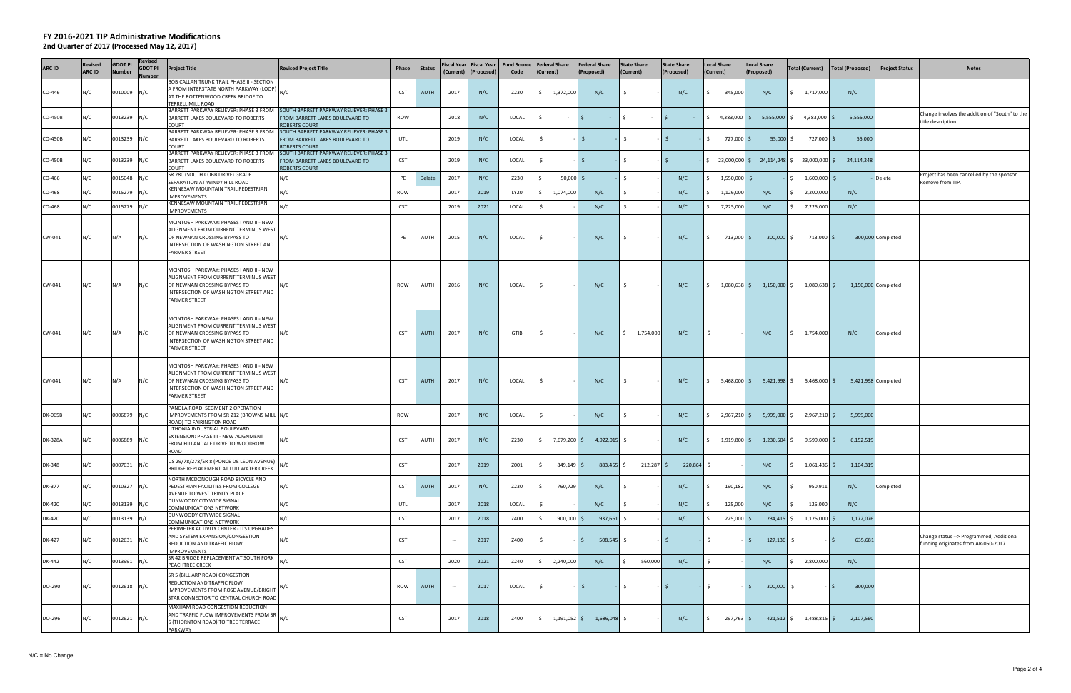# FY 2016-2021 TIP Administrative Modifications

**2nd Quarter of 2017 (Processed May 12, 2017)**

| ARC ID | Revised ARC ID | GDOT PI Number | Revised GDOT PI Number | Project Title | Revised Project Title | Phase | Status | Fiscal Year (Current) | Fiscal Year (Proposed) | Fund Source Code | Federal Share (Current) | Federal Share (Proposed) | State Share (Current) | State Share (Proposed) | Local Share (Current) | Local Share (Proposed) | Total (Current) | Total (Proposed) | Project Status | Notes |
|---|---|---|---|---|---|---|---|---|---|---|---|---|---|---|---|---|---|---|---|---|
| CO-446 | N/C | 0010009 | N/C | BOB CALLAN TRUNK TRAIL PHASE II - SECTION A FROM INTERSTATE NORTH PARKWAY (LOOP) AT THE ROTTENWOOD CREEK BRIDGE TO TERRELL MILL ROAD | N/C | CST | AUTH | 2017 | N/C | Z230 | $ 1,372,000 | N/C | $ - | N/C | $ 345,000 | N/C | $ 1,717,000 | N/C | | |
| CO-450B | N/C | 0013239 | N/C | BARRETT PARKWAY RELIEVER: PHASE 3 FROM BARRETT LAKES BOULEVARD TO ROBERTS COURT | SOUTH BARRETT PARKWAY RELIEVER: PHASE 3 FROM BARRETT LAKES BOULEVARD TO ROBERTS COURT | ROW | | 2018 | N/C | LOCAL | $ - | $ - | $ - | $ - | $ 4,383,000 | $ 5,555,000 | $ 4,383,000 | $ 5,555,000 | | Change involves the addition of "South" to the title description. |
| CO-450B | N/C | 0013239 | N/C | BARRETT PARKWAY RELIEVER: PHASE 3 FROM BARRETT LAKES BOULEVARD TO ROBERTS COURT | SOUTH BARRETT PARKWAY RELIEVER: PHASE 3 FROM BARRETT LAKES BOULEVARD TO ROBERTS COURT | UTL | | 2019 | N/C | LOCAL | $ - | $ - | $ - | $ - | $ 727,000 | $ 55,000 | $ 727,000 | $ 55,000 | | |
| CO-450B | N/C | 0013239 | N/C | BARRETT PARKWAY RELIEVER: PHASE 3 FROM BARRETT LAKES BOULEVARD TO ROBERTS COURT | SOUTH BARRETT PARKWAY RELIEVER: PHASE 3 FROM BARRETT LAKES BOULEVARD TO ROBERTS COURT | CST | | 2019 | N/C | LOCAL | $ - | $ - | $ - | $ - | $ 23,000,000 | $ 24,114,248 | $ 23,000,000 | $ 24,114,248 | | |
| CO-466 | N/C | 0015048 | N/C | SR 280 (SOUTH COBB DRIVE) GRADE SEPARATION AT WINDY HILL ROAD | N/C | PE | Delete | 2017 | N/C | Z230 | $ 50,000 | $ - | $ - | N/C | $ 1,550,000 | $ - | $ 1,600,000 | $ - | Delete | Project has been cancelled by the sponsor. Remove from TIP. |
| CO-468 | N/C | 0015279 | N/C | KENNESAW MOUNTAIN TRAIL PEDESTRIAN IMPROVEMENTS | N/C | ROW | | 2017 | 2019 | LY20 | $ 1,074,000 | N/C | $ - | N/C | $ 1,126,000 | N/C | $ 2,200,000 | N/C | | |
| CO-468 | N/C | 0015279 | N/C | KENNESAW MOUNTAIN TRAIL PEDESTRIAN IMPROVEMENTS | N/C | CST | | 2019 | 2021 | LOCAL | $ - | N/C | $ - | N/C | $ 7,225,000 | N/C | $ 7,225,000 | N/C | | |
| CW-041 | N/C | N/A | N/C | MCINTOSH PARKWAY: PHASES I AND II - NEW ALIGNMENT FROM CURRENT TERMINUS WEST OF NEWNAN CROSSING BYPASS TO INTERSECTION OF WASHINGTON STREET AND FARMER STREET | N/C | PE | AUTH | 2015 | N/C | LOCAL | $ - | N/C | $ - | N/C | $ 713,000 | $ 300,000 | $ 713,000 | $ 300,000 | Completed | |
| CW-041 | N/C | N/A | N/C | MCINTOSH PARKWAY: PHASES I AND II - NEW ALIGNMENT FROM CURRENT TERMINUS WEST OF NEWNAN CROSSING BYPASS TO INTERSECTION OF WASHINGTON STREET AND FARMER STREET | N/C | ROW | AUTH | 2016 | N/C | LOCAL | $ - | N/C | $ - | N/C | $ 1,080,638 | $ 1,150,000 | $ 1,080,638 | $ 1,150,000 | Completed | |
| CW-041 | N/C | N/A | N/C | MCINTOSH PARKWAY: PHASES I AND II - NEW ALIGNMENT FROM CURRENT TERMINUS WEST OF NEWNAN CROSSING BYPASS TO INTERSECTION OF WASHINGTON STREET AND FARMER STREET | N/C | CST | AUTH | 2017 | N/C | GTIB | $ - | N/C | $ 1,754,000 | N/C | $ - | N/C | $ 1,754,000 | N/C | Completed | |
| CW-041 | N/C | N/A | N/C | MCINTOSH PARKWAY: PHASES I AND II - NEW ALIGNMENT FROM CURRENT TERMINUS WEST OF NEWNAN CROSSING BYPASS TO INTERSECTION OF WASHINGTON STREET AND FARMER STREET | N/C | CST | AUTH | 2017 | N/C | LOCAL | $ - | N/C | $ - | N/C | $ 5,468,000 | $ 5,421,998 | $ 5,468,000 | $ 5,421,998 | Completed | |
| DK-065B | N/C | 0006879 | N/C | PANOLA ROAD: SEGMENT 2 OPERATION IMPROVEMENTS FROM SR 212 (BROWNS MILL ROAD) TO FAIRINGTON ROAD | N/C | ROW | | 2017 | N/C | LOCAL | $ - | N/C | $ - | N/C | $ 2,967,210 | $ 5,999,000 | $ 2,967,210 | $ 5,999,000 | | |
| DK-328A | N/C | 0006889 | N/C | LITHONIA INDUSTRIAL BOULEVARD EXTENSION: PHASE III - NEW ALIGNMENT FROM HILLANDALE DRIVE TO WOODROW ROAD | N/C | CST | AUTH | 2017 | N/C | Z230 | $ 7,679,200 | $ 4,922,015 | $ - | N/C | $ 1,919,800 | $ 1,230,504 | $ 9,599,000 | $ 6,152,519 | | |
| DK-348 | N/C | 0007031 | N/C | US 29/78/278/SR 8 (PONCE DE LEON AVENUE) BRIDGE REPLACEMENT AT LULLWATER CREEK | N/C | CST | | 2017 | 2019 | Z001 | $ 849,149 | $ 883,455 | $ 212,287 | $ 220,864 | $ - | N/C | $ 1,061,436 | $ 1,104,319 | | |
| DK-377 | N/C | 0010327 | N/C | NORTH MCDONOUGH ROAD BICYCLE AND PEDESTRIAN FACILITIES FROM COLLEGE AVENUE TO WEST TRINITY PLACE | N/C | CST | AUTH | 2017 | N/C | Z230 | $ 760,729 | N/C | $ - | N/C | $ 190,182 | N/C | $ 950,911 | N/C | Completed | |
| DK-420 | N/C | 0013139 | N/C | DUNWOODY CITYWIDE SIGNAL COMMUNICATIONS NETWORK | N/C | UTL | | 2017 | 2018 | LOCAL | $ - | N/C | $ - | N/C | $ 125,000 | N/C | $ 125,000 | N/C | | |
| DK-420 | N/C | 0013139 | N/C | DUNWOODY CITYWIDE SIGNAL COMMUNICATIONS NETWORK | N/C | CST | | 2017 | 2018 | Z400 | $ 900,000 | $ 937,661 | $ - | N/C | $ 225,000 | $ 234,415 | $ 1,125,000 | $ 1,172,076 | | |
| DK-427 | N/C | 0012631 | N/C | PERIMETER ACTIVITY CENTER - ITS UPGRADES AND SYSTEM EXPANSION/CONGESTION REDUCTION AND TRAFFIC FLOW IMPROVEMENTS | N/C | CST | | -- | 2017 | Z400 | $ - | $ 508,545 | $ - | $ - | $ - | $ 127,136 | $ - | $ 635,681 | | Change status --> Programmed; Additional funding originates from AR-050-2017. |
| DK-442 | N/C | 0013991 | N/C | SR 42 BRIDGE REPLACEMENT AT SOUTH FORK PEACHTREE CREEK | N/C | CST | | 2020 | 2021 | Z240 | $ 2,240,000 | N/C | $ 560,000 | N/C | $ - | N/C | $ 2,800,000 | N/C | | |
| DO-290 | N/C | 0012618 | N/C | SR 5 (BILL ARP ROAD) CONGESTION REDUCTION AND TRAFFIC FLOW IMPROVEMENTS FROM ROSE AVENUE/BRIGHT STAR CONNECTOR TO CENTRAL CHURCH ROAD | N/C | ROW | AUTH | -- | 2017 | LOCAL | $ - | $ - | $ - | $ - | $ - | $ 300,000 | $ - | $ 300,000 | | |
| DO-296 | N/C | 0012621 | N/C | MAXHAM ROAD CONGESTION REDUCTION AND TRAFFIC FLOW IMPROVEMENTS FROM SR 6 (THORNTON ROAD) TO TREE TERRACE PARKWAY | N/C | CST | | 2017 | 2018 | Z400 | $ 1,191,052 | $ 1,686,048 | $ - | N/C | $ 297,763 | $ 421,512 | $ 1,488,815 | $ 2,107,560 | | |

N/C = No Change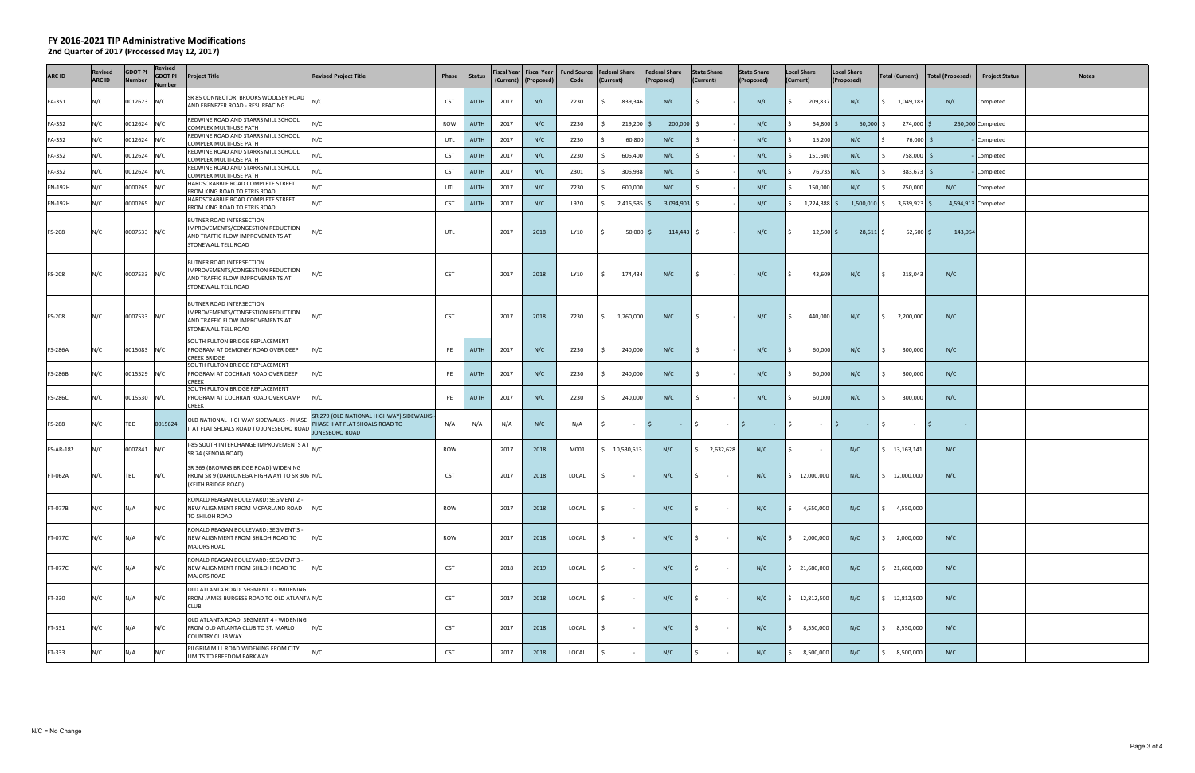# FY 2016-2021 TIP Administrative Modifications

**2nd Quarter of 2017 (Processed May 12, 2017)**

| ARC ID | Revised ARC ID | GDOT PI Number | Revised GDOT PI Number | Project Title | Revised Project Title | Phase | Status | Fiscal Year (Current) | Fiscal Year (Proposed) | Fund Source Code | Federal Share (Current) | Federal Share (Proposed) | State Share (Current) | State Share (Proposed) | Local Share (Current) | Local Share (Proposed) | Total (Current) | Total (Proposed) | Project Status | Notes |
|---|---|---|---|---|---|---|---|---|---|---|---|---|---|---|---|---|---|---|---|---|
| FA-351 | N/C | 0012623 | N/C | SR 85 CONNECTOR, BROOKS WOOLSEY ROAD AND EBENEZER ROAD - RESURFACING | N/C | CST | AUTH | 2017 | N/C | Z230 | $ 839,346 | N/C | $ - | N/C | $ 209,837 | N/C | $ 1,049,183 | N/C | Completed | |
| FA-352 | N/C | 0012624 | N/C | REDWINE ROAD AND STARRS MILL SCHOOL COMPLEX MULTI-USE PATH | N/C | ROW | AUTH | 2017 | N/C | Z230 | $ 219,200 | $ 200,000 | $ - | N/C | $ 54,800 | $ 50,000 | $ 274,000 | $ 250,000 | Completed | |
| FA-352 | N/C | 0012624 | N/C | REDWINE ROAD AND STARRS MILL SCHOOL COMPLEX MULTI-USE PATH | N/C | UTL | AUTH | 2017 | N/C | Z230 | $ 60,800 | N/C | $ - | N/C | $ 15,200 | N/C | $ 76,000 | $ - | Completed | |
| FA-352 | N/C | 0012624 | N/C | REDWINE ROAD AND STARRS MILL SCHOOL COMPLEX MULTI-USE PATH | N/C | CST | AUTH | 2017 | N/C | Z230 | $ 606,400 | N/C | $ - | N/C | $ 151,600 | N/C | $ 758,000 | $ - | Completed | |
| FA-352 | N/C | 0012624 | N/C | REDWINE ROAD AND STARRS MILL SCHOOL COMPLEX MULTI-USE PATH | N/C | CST | AUTH | 2017 | N/C | Z301 | $ 306,938 | N/C | $ - | N/C | $ 76,735 | N/C | $ 383,673 | $ - | Completed | |
| FN-192H | N/C | 0000265 | N/C | HARDSCRABBLE ROAD COMPLETE STREET FROM KING ROAD TO ETRIS ROAD | N/C | UTL | AUTH | 2017 | N/C | Z230 | $ 600,000 | N/C | $ - | N/C | $ 150,000 | N/C | $ 750,000 | N/C | Completed | |
| FN-192H | N/C | 0000265 | N/C | HARDSCRABBLE ROAD COMPLETE STREET FROM KING ROAD TO ETRIS ROAD | N/C | CST | AUTH | 2017 | N/C | L920 | $ 2,415,535 | $ 3,094,903 | $ - | N/C | $ 1,224,388 | $ 1,500,010 | $ 3,639,923 | $ 4,594,913 | Completed | |
| FS-208 | N/C | 0007533 | N/C | BUTNER ROAD INTERSECTION IMPROVEMENTS/CONGESTION REDUCTION AND TRAFFIC FLOW IMPROVEMENTS AT STONEWALL TELL ROAD | N/C | UTL | | 2017 | 2018 | LY10 | $ 50,000 | $ 114,443 | $ - | N/C | $ 12,500 | $ 28,611 | $ 62,500 | $ 143,054 | | |
| FS-208 | N/C | 0007533 | N/C | BUTNER ROAD INTERSECTION IMPROVEMENTS/CONGESTION REDUCTION AND TRAFFIC FLOW IMPROVEMENTS AT STONEWALL TELL ROAD | N/C | CST | | 2017 | 2018 | LY10 | $ 174,434 | N/C | $ - | N/C | $ 43,609 | N/C | $ 218,043 | N/C | | |
| FS-208 | N/C | 0007533 | N/C | BUTNER ROAD INTERSECTION IMPROVEMENTS/CONGESTION REDUCTION AND TRAFFIC FLOW IMPROVEMENTS AT STONEWALL TELL ROAD | N/C | CST | | 2017 | 2018 | Z230 | $ 1,760,000 | N/C | $ - | N/C | $ 440,000 | N/C | $ 2,200,000 | N/C | | |
| FS-286A | N/C | 0015083 | N/C | SOUTH FULTON BRIDGE REPLACEMENT PROGRAM AT DEMONEY ROAD OVER DEEP CREEK BRIDGE | N/C | PE | AUTH | 2017 | N/C | Z230 | $ 240,000 | N/C | $ - | N/C | $ 60,000 | N/C | $ 300,000 | N/C | | |
| FS-286B | N/C | 0015529 | N/C | SOUTH FULTON BRIDGE REPLACEMENT PROGRAM AT COCHRAN ROAD OVER DEEP CREEK | N/C | PE | AUTH | 2017 | N/C | Z230 | $ 240,000 | N/C | $ - | N/C | $ 60,000 | N/C | $ 300,000 | N/C | | |
| FS-286C | N/C | 0015530 | N/C | SOUTH FULTON BRIDGE REPLACEMENT PROGRAM AT COCHRAN ROAD OVER CAMP CREEK | N/C | PE | AUTH | 2017 | N/C | Z230 | $ 240,000 | N/C | $ - | N/C | $ 60,000 | N/C | $ 300,000 | N/C | | |
| FS-288 | N/C | TBD | 0015624 | OLD NATIONAL HIGHWAY SIDEWALKS - PHASE II AT FLAT SHOALS ROAD TO JONESBORO ROAD | SR 279 (OLD NATIONAL HIGHWAY) SIDEWALKS - PHASE II AT FLAT SHOALS ROAD TO JONESBORO ROAD | N/A | N/A | N/A | N/C | N/A | $ - | $ - | $ - | $ - | $ - | $ - | $ - | $ - | | |
| FS-AR-182 | N/C | 0007841 | N/C | I-85 SOUTH INTERCHANGE IMPROVEMENTS AT SR 74 (SENOIA ROAD) | N/C | ROW | | 2017 | 2018 | M001 | $ 10,530,513 | N/C | $ 2,632,628 | N/C | $ - | N/C | $ 13,163,141 | N/C | | |
| FT-062A | N/C | TBD | N/C | SR 369 (BROWNS BRIDGE ROAD) WIDENING FROM SR 9 (DAHLONEGA HIGHWAY) TO SR 306 (KEITH BRIDGE ROAD) | N/C | CST | | 2017 | 2018 | LOCAL | $ - | N/C | $ - | N/C | $ 12,000,000 | N/C | $ 12,000,000 | N/C | | |
| FT-077B | N/C | N/A | N/C | RONALD REAGAN BOULEVARD: SEGMENT 2 - NEW ALIGNMENT FROM MCFARLAND ROAD TO SHILOH ROAD | N/C | ROW | | 2017 | 2018 | LOCAL | $ - | N/C | $ - | N/C | $ 4,550,000 | N/C | $ 4,550,000 | | | |
| FT-077C | N/C | N/A | N/C | RONALD REAGAN BOULEVARD: SEGMENT 3 - NEW ALIGNMENT FROM SHILOH ROAD TO MAJORS ROAD | N/C | ROW | | 2017 | 2018 | LOCAL | $ - | N/C | $ - | N/C | $ 2,000,000 | N/C | $ 2,000,000 | N/C | | |
| FT-077C | N/C | N/A | N/C | RONALD REAGAN BOULEVARD: SEGMENT 3 - NEW ALIGNMENT FROM SHILOH ROAD TO MAJORS ROAD | N/C | CST | | 2018 | 2019 | LOCAL | $ - | N/C | $ - | N/C | $ 21,680,000 | N/C | $ 21,680,000 | N/C | | |
| FT-330 | N/C | N/A | N/C | OLD ATLANTA ROAD: SEGMENT 3 - WIDENING FROM JAMES BURGESS ROAD TO OLD ATLANTA CLUB | N/C | CST | | 2017 | 2018 | LOCAL | $ - | N/C | $ - | N/C | $ 12,812,500 | N/C | $ 12,812,500 | N/C | | |
| FT-331 | N/C | N/A | N/C | OLD ATLANTA ROAD: SEGMENT 4 - WIDENING FROM OLD ATLANTA CLUB TO ST. MARLO COUNTRY CLUB WAY | N/C | CST | | 2017 | 2018 | LOCAL | $ - | N/C | $ - | N/C | $ 8,550,000 | N/C | $ 8,550,000 | N/C | | |
| FT-333 | N/C | N/A | N/C | PILGRIM MILL ROAD WIDENING FROM CITY LIMITS TO FREEDOM PARKWAY | N/C | CST | | 2017 | 2018 | LOCAL | $ - | N/C | $ - | N/C | $ 8,500,000 | N/C | $ 8,500,000 | N/C | | |

N/C = No Change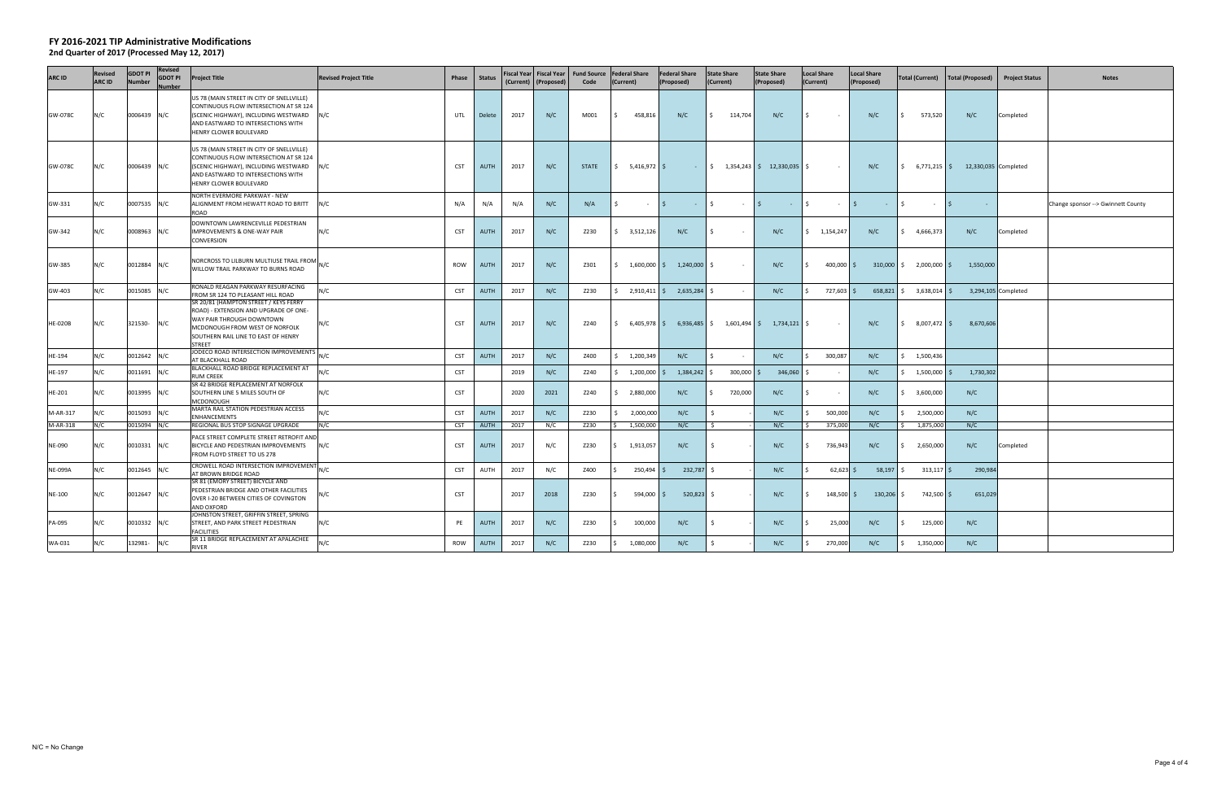# FY 2016-2021 TIP Administrative Modifications

**2nd Quarter of 2017 (Processed May 12, 2017)**

| ARC ID | Revised ARC ID | GDOT PI Number | Revised GDOT PI Number | Project Title | Revised Project Title | Phase | Status | Fiscal Year (Current) | Fiscal Year (Proposed) | Fund Source Code | Federal Share (Current) | Federal Share (Proposed) | State Share (Current) | State Share (Proposed) | Local Share (Current) | Local Share (Proposed) | Total (Current) | Total (Proposed) | Project Status | Notes |
|---|---|---|---|---|---|---|---|---|---|---|---|---|---|---|---|---|---|---|---|---|
| GW-078C | N/C | 0006439 | N/C | US 78 (MAIN STREET IN CITY OF SNELLVILLE) CONTINUOUS FLOW INTERSECTION AT SR 124 (SCENIC HIGHWAY), INCLUDING WESTWARD AND EASTWARD TO INTERSECTIONS WITH HENRY CLOWER BOULEVARD | N/C | UTL | Delete | 2017 | N/C | M001 | $ 458,816 | N/C | $ 114,704 | N/C | $ - | N/C | $ 573,520 | N/C | Completed | |
| GW-078C | N/C | 0006439 | N/C | US 78 (MAIN STREET IN CITY OF SNELLVILLE) CONTINUOUS FLOW INTERSECTION AT SR 124 (SCENIC HIGHWAY), INCLUDING WESTWARD AND EASTWARD TO INTERSECTIONS WITH HENRY CLOWER BOULEVARD | N/C | CST | AUTH | 2017 | N/C | STATE | $ 5,416,972 | $ - | $ 1,354,243 | $ 12,330,035 | $ - | N/C | $ 6,771,215 | $ 12,330,035 | Completed | |
| GW-331 | N/C | 0007535 | N/C | NORTH EVERMORE PARKWAY - NEW ALIGNMENT FROM HEWATT ROAD TO BRITT ROAD | N/C | N/A | N/A | N/A | N/C | N/A | $ - | $ - | $ - | $ - | $ - | $ - | $ - | $ - | | Change sponsor --> Gwinnett County |
| GW-342 | N/C | 0008963 | N/C | DOWNTOWN LAWRENCEVILLE PEDESTRIAN IMPROVEMENTS & ONE-WAY PAIR CONVERSION | N/C | CST | AUTH | 2017 | N/C | Z230 | $ 3,512,126 | N/C | $ - | N/C | $ 1,154,247 | N/C | $ 4,666,373 | N/C | Completed | |
| GW-385 | N/C | 0012884 | N/C | NORCROSS TO LILBURN MULTIUSE TRAIL FROM WILLOW TRAIL PARKWAY TO BURNS ROAD | N/C | ROW | AUTH | 2017 | N/C | Z301 | $ 1,600,000 | $ 1,240,000 | $ - | N/C | $ 400,000 | $ 310,000 | $ 2,000,000 | $ 1,550,000 | | |
| GW-403 | N/C | 0015085 | N/C | RONALD REAGAN PARKWAY RESURFACING FROM SR 124 TO PLEASANT HILL ROAD | N/C | CST | AUTH | 2017 | N/C | Z230 | $ 2,910,411 | $ 2,635,284 | $ - | N/C | $ 727,603 | $ 658,821 | $ 3,638,014 | $ 3,294,105 | Completed | |
| HE-020B | N/C | 321530- | N/C | SR 20/81 (HAMPTON STREET / KEYS FERRY ROAD) - EXTENSION AND UPGRADE OF ONE-WAY PAIR THROUGH DOWNTOWN MCDONOUGH FROM WEST OF NORFOLK SOUTHERN RAIL LINE TO EAST OF HENRY STREET | N/C | CST | AUTH | 2017 | N/C | Z240 | $ 6,405,978 | $ 6,936,485 | $ 1,601,494 | $ 1,734,121 | $ - | N/C | $ 8,007,472 | $ 8,670,606 | | |
| HE-194 | N/C | 0012642 | N/C | JODECO ROAD INTERSECTION IMPROVEMENTS AT BLACKHALL ROAD | N/C | CST | AUTH | 2017 | N/C | Z400 | $ 1,200,349 | N/C | $ - | N/C | $ 300,087 | N/C | $ 1,500,436 | | | |
| HE-197 | N/C | 0011691 | N/C | BLACKHALL ROAD BRIDGE REPLACEMENT AT RUM CREEK | N/C | CST | | 2019 | N/C | Z240 | $ 1,200,000 | $ 1,384,242 | $ 300,000 | $ 346,060 | $ - | N/C | $ 1,500,000 | $ 1,730,302 | | |
| HE-201 | N/C | 0013995 | N/C | SR 42 BRIDGE REPLACEMENT AT NORFOLK SOUTHERN LINE 5 MILES SOUTH OF MCDONOUGH | N/C | CST | | 2020 | 2021 | Z240 | $ 2,880,000 | N/C | $ 720,000 | N/C | $ - | N/C | $ 3,600,000 | N/C | | |
| M-AR-317 | N/C | 0015093 | N/C | MARTA RAIL STATION PEDESTRIAN ACCESS ENHANCEMENTS | N/C | CST | AUTH | 2017 | N/C | Z230 | $ 2,000,000 | N/C | $ - | N/C | $ 500,000 | N/C | $ 2,500,000 | N/C | | |
| M-AR-318 | N/C | 0015094 | N/C | REGIONAL BUS STOP SIGNAGE UPGRADE | N/C | CST | AUTH | 2017 | N/C | Z230 | $ 1,500,000 | N/C | $ - | N/C | $ 375,000 | N/C | $ 1,875,000 | N/C | | |
| NE-090 | N/C | 0010331 | N/C | PACE STREET COMPLETE STREET RETROFIT AND BICYCLE AND PEDESTRIAN IMPROVEMENTS FROM FLOYD STREET TO US 278 | N/C | CST | AUTH | 2017 | N/C | Z230 | $ 1,913,057 | N/C | $ - | N/C | $ 736,943 | N/C | $ 2,650,000 | N/C | Completed | |
| NE-099A | N/C | 0012645 | N/C | CROWELL ROAD INTERSECTION IMPROVEMENT AT BROWN BRIDGE ROAD | N/C | CST | AUTH | 2017 | N/C | Z400 | $ 250,494 | $ 232,787 | $ - | N/C | $ 62,623 | $ 58,197 | $ 313,117 | $ 290,984 | | |
| NE-100 | N/C | 0012647 | N/C | SR 81 (EMORY STREET) BICYCLE AND PEDESTRIAN BRIDGE AND OTHER FACILITIES OVER I-20 BETWEEN CITIES OF COVINGTON AND OXFORD | N/C | CST | | 2017 | 2018 | Z230 | $ 594,000 | $ 520,823 | $ - | N/C | $ 148,500 | $ 130,206 | $ 742,500 | $ 651,029 | | |
| PA-095 | N/C | 0010332 | N/C | JOHNSTON STREET, GRIFFIN STREET, SPRING STREET, AND PARK STREET PEDESTRIAN FACILITIES | N/C | PE | AUTH | 2017 | N/C | Z230 | $ 100,000 | N/C | $ - | N/C | $ 25,000 | N/C | $ 125,000 | N/C | | |
| WA-031 | N/C | 132981- | N/C | SR 11 BRIDGE REPLACEMENT AT APALACHEE RIVER | N/C | ROW | AUTH | 2017 | N/C | Z230 | $ 1,080,000 | N/C | $ - | N/C | $ 270,000 | N/C | $ 1,350,000 | N/C | | |

N/C = No Change